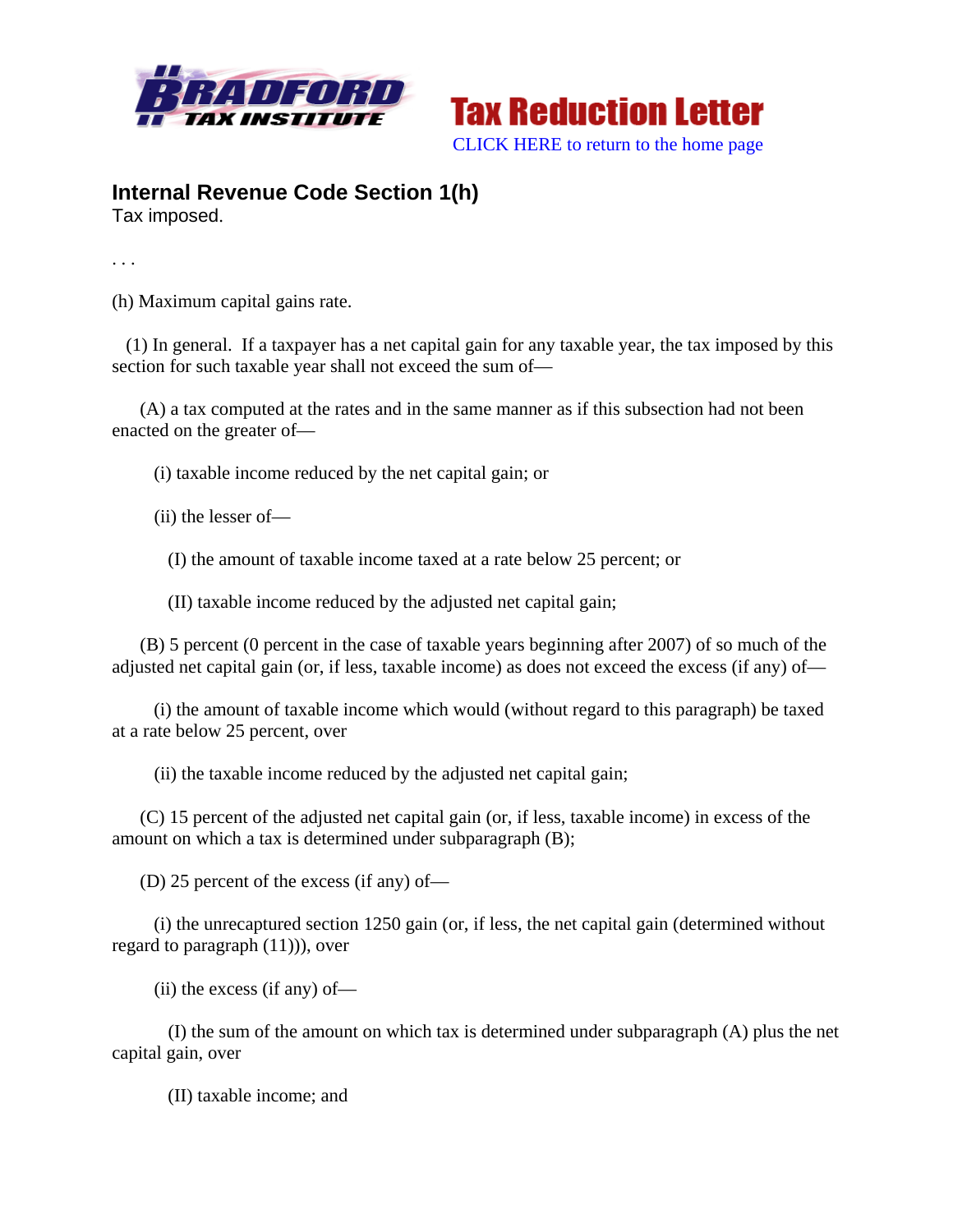BRADFORD TAX INSTITUTE

Tax Reduction Letter

CLICK HERE to return to the home page

## Internal Revenue Code Section 1(h)

Tax imposed.

. . .

(h) Maximum capital gains rate.

(1) In general. If a taxpayer has a net capital gain for any taxable year, the tax imposed by this section for such taxable year shall not exceed the sum of—

(A) a tax computed at the rates and in the same manner as if this subsection had not been enacted on the greater of—

(i) taxable income reduced by the net capital gain; or

(ii) the lesser of—

(I) the amount of taxable income taxed at a rate below 25 percent; or

(II) taxable income reduced by the adjusted net capital gain;

(B) 5 percent (0 percent in the case of taxable years beginning after 2007) of so much of the adjusted net capital gain (or, if less, taxable income) as does not exceed the excess (if any) of—

(i) the amount of taxable income which would (without regard to this paragraph) be taxed at a rate below 25 percent, over

(ii) the taxable income reduced by the adjusted net capital gain;

(C) 15 percent of the adjusted net capital gain (or, if less, taxable income) in excess of the amount on which a tax is determined under subparagraph (B);

(D) 25 percent of the excess (if any) of—

(i) the unrecaptured section 1250 gain (or, if less, the net capital gain (determined without regard to paragraph (11))), over

(ii) the excess (if any) of—

(I) the sum of the amount on which tax is determined under subparagraph (A) plus the net capital gain, over

(II) taxable income; and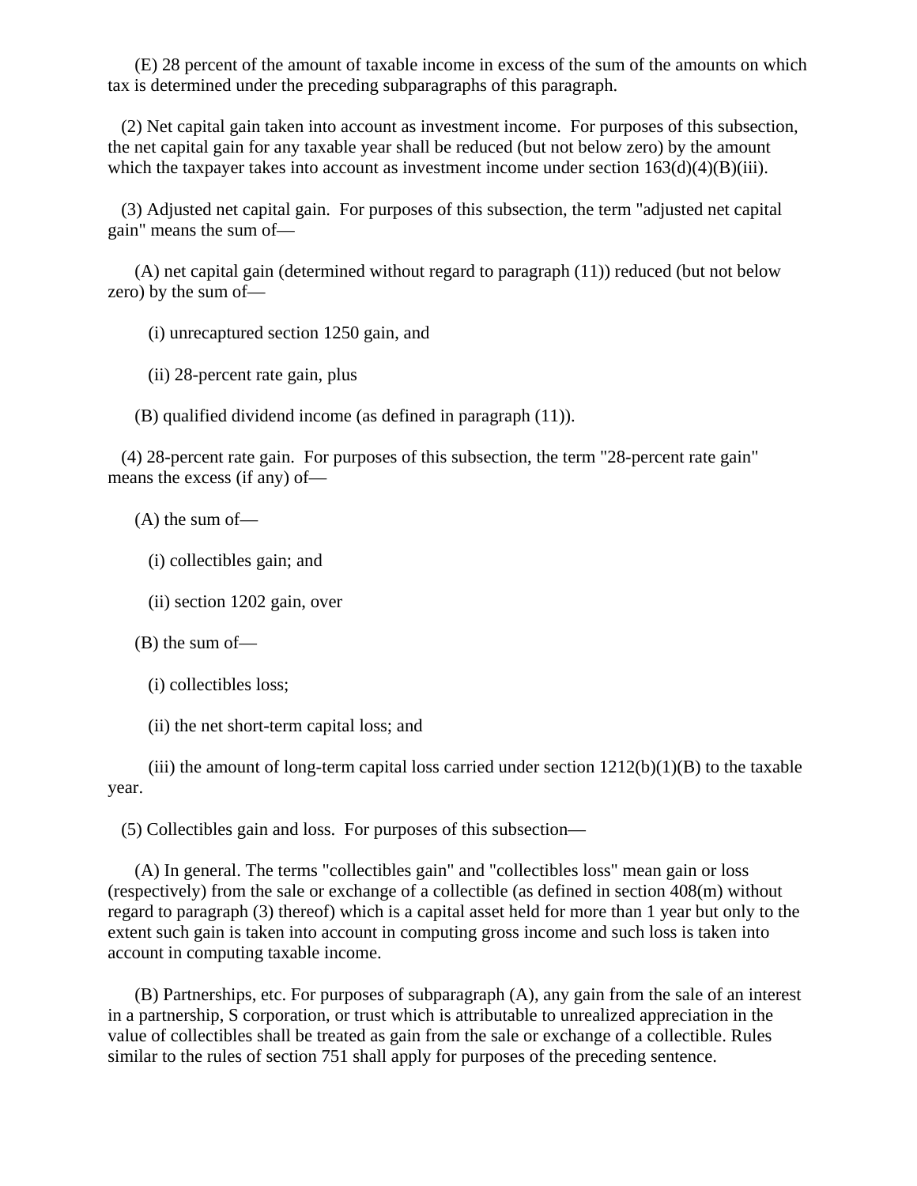(E) 28 percent of the amount of taxable income in excess of the sum of the amounts on which tax is determined under the preceding subparagraphs of this paragraph.

(2) Net capital gain taken into account as investment income. For purposes of this subsection, the net capital gain for any taxable year shall be reduced (but not below zero) by the amount which the taxpayer takes into account as investment income under section 163(d)(4)(B)(iii).

(3) Adjusted net capital gain. For purposes of this subsection, the term "adjusted net capital gain" means the sum of—

(A) net capital gain (determined without regard to paragraph (11)) reduced (but not below zero) by the sum of—

(i) unrecaptured section 1250 gain, and

(ii) 28-percent rate gain, plus

(B) qualified dividend income (as defined in paragraph (11)).

(4) 28-percent rate gain. For purposes of this subsection, the term "28-percent rate gain" means the excess (if any) of—

(A) the sum of—

(i) collectibles gain; and

(ii) section 1202 gain, over

(B) the sum of—

(i) collectibles loss;

(ii) the net short-term capital loss; and

(iii) the amount of long-term capital loss carried under section 1212(b)(1)(B) to the taxable year.

(5) Collectibles gain and loss. For purposes of this subsection—

(A) In general. The terms "collectibles gain" and "collectibles loss" mean gain or loss (respectively) from the sale or exchange of a collectible (as defined in section 408(m) without regard to paragraph (3) thereof) which is a capital asset held for more than 1 year but only to the extent such gain is taken into account in computing gross income and such loss is taken into account in computing taxable income.

(B) Partnerships, etc. For purposes of subparagraph (A), any gain from the sale of an interest in a partnership, S corporation, or trust which is attributable to unrealized appreciation in the value of collectibles shall be treated as gain from the sale or exchange of a collectible. Rules similar to the rules of section 751 shall apply for purposes of the preceding sentence.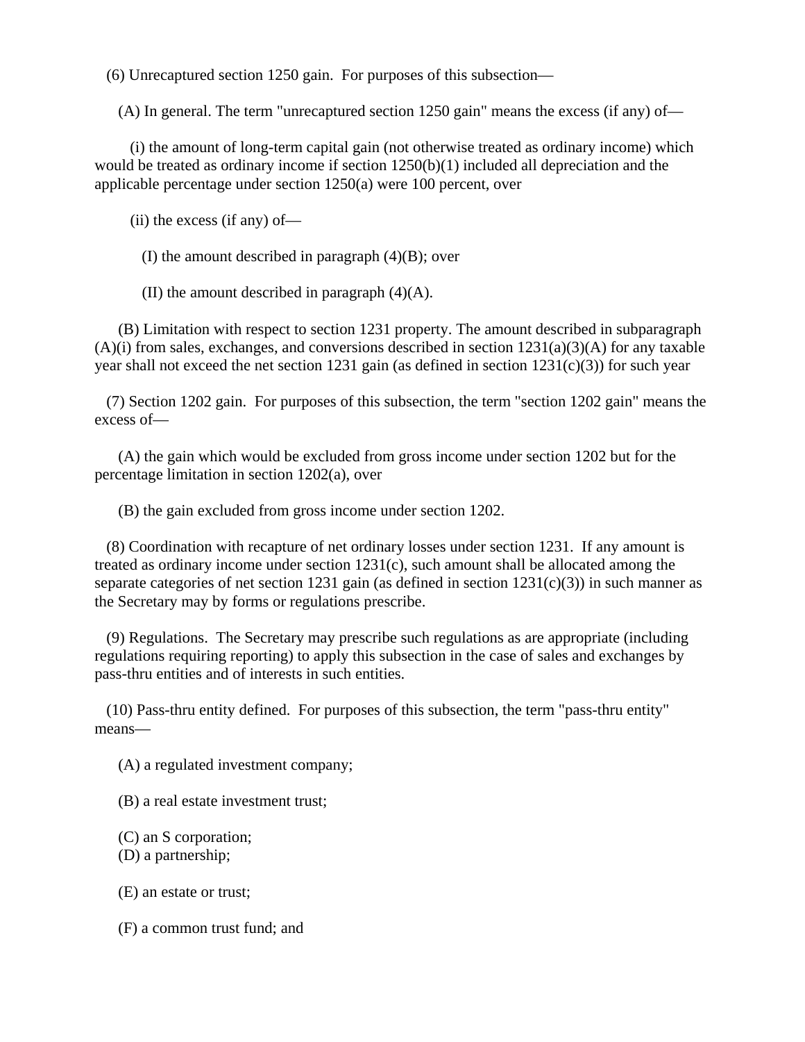(6) Unrecaptured section 1250 gain. For purposes of this subsection—

(A) In general. The term "unrecaptured section 1250 gain" means the excess (if any) of—

(i) the amount of long-term capital gain (not otherwise treated as ordinary income) which would be treated as ordinary income if section 1250(b)(1) included all depreciation and the applicable percentage under section 1250(a) were 100 percent, over

(ii) the excess (if any) of—

(I) the amount described in paragraph (4)(B); over

(II) the amount described in paragraph (4)(A).

(B) Limitation with respect to section 1231 property. The amount described in subparagraph (A)(i) from sales, exchanges, and conversions described in section 1231(a)(3)(A) for any taxable year shall not exceed the net section 1231 gain (as defined in section 1231(c)(3)) for such year

(7) Section 1202 gain. For purposes of this subsection, the term "section 1202 gain" means the excess of—

(A) the gain which would be excluded from gross income under section 1202 but for the percentage limitation in section 1202(a), over

(B) the gain excluded from gross income under section 1202.

(8) Coordination with recapture of net ordinary losses under section 1231. If any amount is treated as ordinary income under section 1231(c), such amount shall be allocated among the separate categories of net section 1231 gain (as defined in section 1231(c)(3)) in such manner as the Secretary may by forms or regulations prescribe.

(9) Regulations. The Secretary may prescribe such regulations as are appropriate (including regulations requiring reporting) to apply this subsection in the case of sales and exchanges by pass-thru entities and of interests in such entities.

(10) Pass-thru entity defined. For purposes of this subsection, the term "pass-thru entity" means—

(A) a regulated investment company;

(B) a real estate investment trust;

(C) an S corporation;

(D) a partnership;

(E) an estate or trust;

(F) a common trust fund; and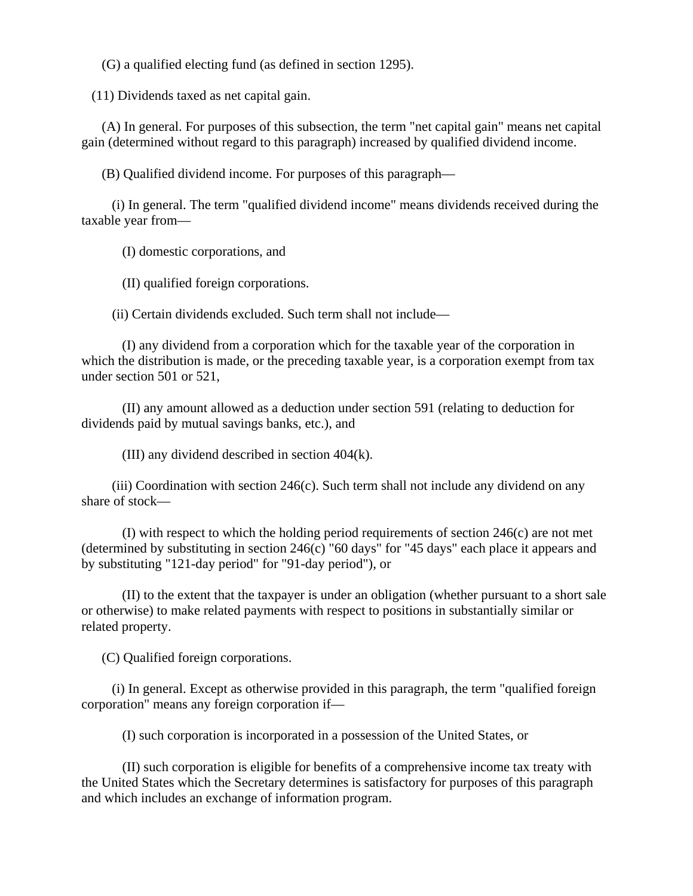(G) a qualified electing fund (as defined in section 1295).

(11) Dividends taxed as net capital gain.

(A) In general. For purposes of this subsection, the term "net capital gain" means net capital gain (determined without regard to this paragraph) increased by qualified dividend income.

(B) Qualified dividend income. For purposes of this paragraph—

(i) In general. The term "qualified dividend income" means dividends received during the taxable year from—

(I) domestic corporations, and

(II) qualified foreign corporations.

(ii) Certain dividends excluded. Such term shall not include—

(I) any dividend from a corporation which for the taxable year of the corporation in which the distribution is made, or the preceding taxable year, is a corporation exempt from tax under section 501 or 521,

(II) any amount allowed as a deduction under section 591 (relating to deduction for dividends paid by mutual savings banks, etc.), and

(III) any dividend described in section 404(k).

(iii) Coordination with section 246(c). Such term shall not include any dividend on any share of stock—

(I) with respect to which the holding period requirements of section 246(c) are not met (determined by substituting in section 246(c) "60 days" for "45 days" each place it appears and by substituting "121-day period" for "91-day period"), or

(II) to the extent that the taxpayer is under an obligation (whether pursuant to a short sale or otherwise) to make related payments with respect to positions in substantially similar or related property.

(C) Qualified foreign corporations.

(i) In general. Except as otherwise provided in this paragraph, the term "qualified foreign corporation" means any foreign corporation if—

(I) such corporation is incorporated in a possession of the United States, or

(II) such corporation is eligible for benefits of a comprehensive income tax treaty with the United States which the Secretary determines is satisfactory for purposes of this paragraph and which includes an exchange of information program.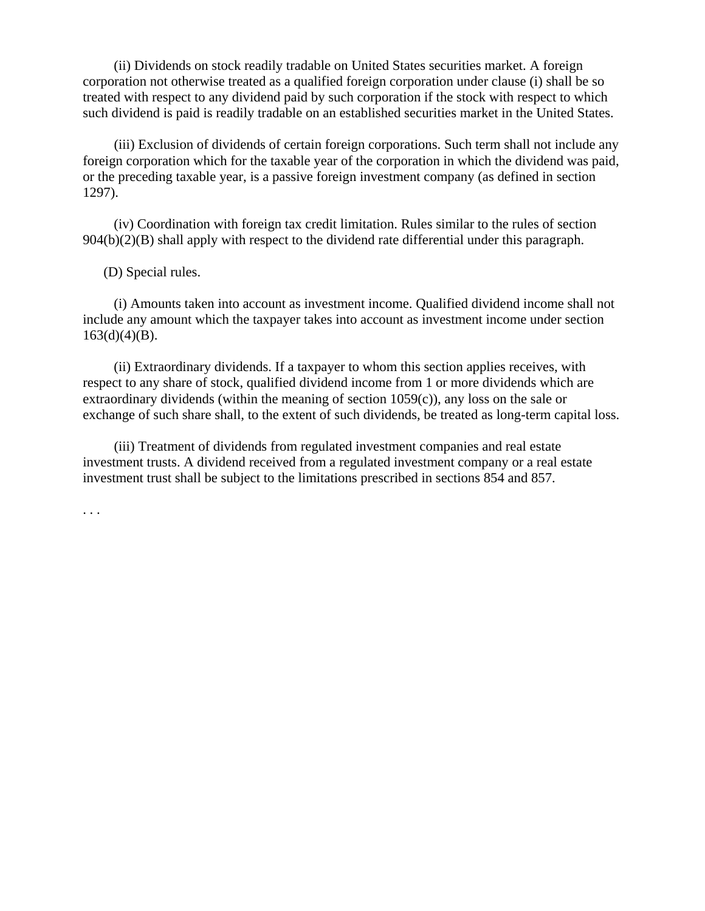(ii) Dividends on stock readily tradable on United States securities market. A foreign corporation not otherwise treated as a qualified foreign corporation under clause (i) shall be so treated with respect to any dividend paid by such corporation if the stock with respect to which such dividend is paid is readily tradable on an established securities market in the United States.

(iii) Exclusion of dividends of certain foreign corporations. Such term shall not include any foreign corporation which for the taxable year of the corporation in which the dividend was paid, or the preceding taxable year, is a passive foreign investment company (as defined in section 1297).

(iv) Coordination with foreign tax credit limitation. Rules similar to the rules of section 904(b)(2)(B) shall apply with respect to the dividend rate differential under this paragraph.

(D) Special rules.

(i) Amounts taken into account as investment income. Qualified dividend income shall not include any amount which the taxpayer takes into account as investment income under section 163(d)(4)(B).

(ii) Extraordinary dividends. If a taxpayer to whom this section applies receives, with respect to any share of stock, qualified dividend income from 1 or more dividends which are extraordinary dividends (within the meaning of section 1059(c)), any loss on the sale or exchange of such share shall, to the extent of such dividends, be treated as long-term capital loss.

(iii) Treatment of dividends from regulated investment companies and real estate investment trusts. A dividend received from a regulated investment company or a real estate investment trust shall be subject to the limitations prescribed in sections 854 and 857.

. . .